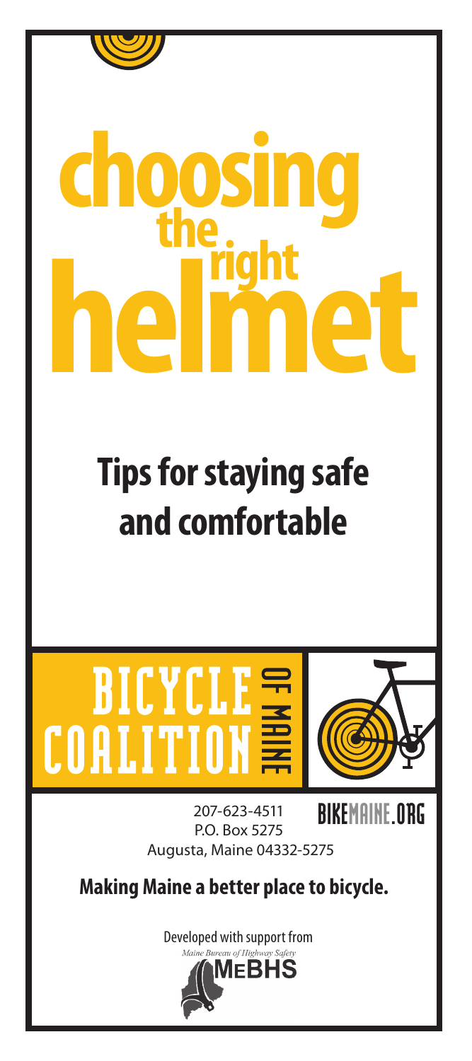# choosing the right helmet

## Tips for staying safe and comfortable

**BICYCLE COALITION OF MAINE**

207-623-4511
P.O. Box 5275
Augusta, Maine 04332-5275

BIKEMAINE.ORG

**Making Maine a better place to bicycle.**

Developed with support from
Maine Bureau of Highway Safety
MEBHS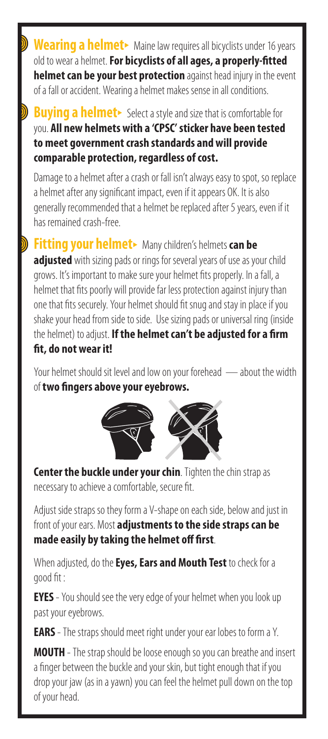**Wearing a helmet**▸ Maine law requires all bicyclists under 16 years old to wear a helmet. **For bicyclists of all ages, a properly-fitted helmet can be your best protection** against head injury in the event of a fall or accident. Wearing a helmet makes sense in all conditions.

**Buying a helmet**▸ Select a style and size that is comfortable for you. **All new helmets with a 'CPSC' sticker have been tested to meet government crash standards and will provide comparable protection, regardless of cost.**

Damage to a helmet after a crash or fall isn't always easy to spot, so replace a helmet after any significant impact, even if it appears OK. It is also generally recommended that a helmet be replaced after 5 years, even if it has remained crash-free.

**Fitting your helmet**▸ Many children's helmets **can be adjusted** with sizing pads or rings for several years of use as your child grows. It's important to make sure your helmet fits properly. In a fall, a helmet that fits poorly will provide far less protection against injury than one that fits securely. Your helmet should fit snug and stay in place if you shake your head from side to side. Use sizing pads or universal ring (inside the helmet) to adjust. **If the helmet can't be adjusted for a firm fit, do not wear it!**

Your helmet should sit level and low on your forehead — about the width of **two fingers above your eyebrows.**

**Center the buckle under your chin**. Tighten the chin strap as necessary to achieve a comfortable, secure fit.

Adjust side straps so they form a V-shape on each side, below and just in front of your ears. Most **adjustments to the side straps can be made easily by taking the helmet off first**.

When adjusted, do the **Eyes, Ears and Mouth Test** to check for a good fit :

**EYES** - You should see the very edge of your helmet when you look up past your eyebrows.

**EARS** - The straps should meet right under your ear lobes to form a Y.

**MOUTH** - The strap should be loose enough so you can breathe and insert a finger between the buckle and your skin, but tight enough that if you drop your jaw (as in a yawn) you can feel the helmet pull down on the top of your head.